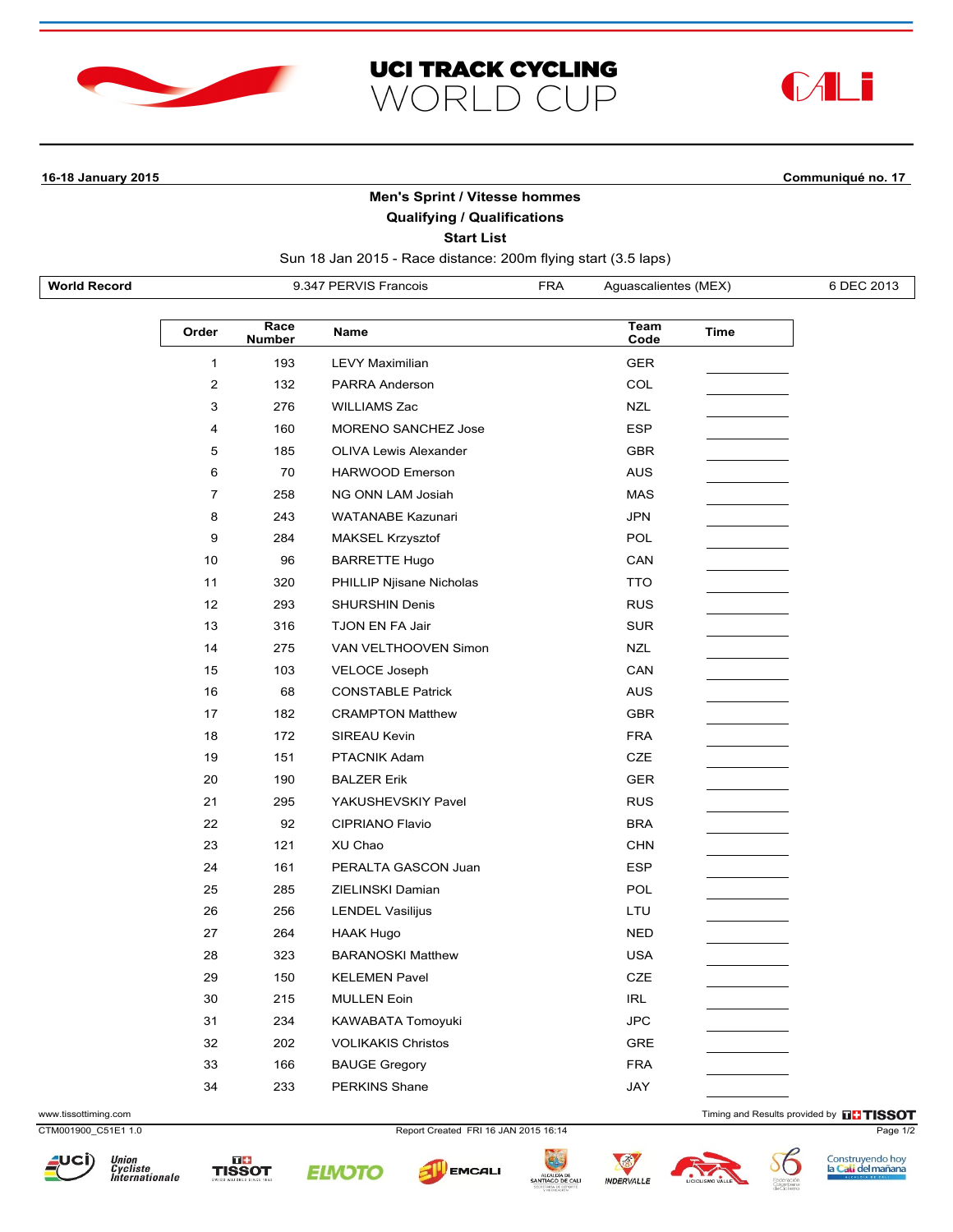# UCI TRACK CYCLING WORLD CUP

CALI

**16-18 January 2015** **Communiqué no. 17**

## Men's Sprint / Vitesse hommes
### Qualifying / Qualifications
### Start List

Sun 18 Jan 2015 - Race distance: 200m flying start (3.5 laps)

| World Record | 9.347 PERVIS Francois | FRA | Aguascalientes (MEX) | 6 DEC 2013 |
|---|---|---|---|---|

| Order | Race Number | Name | Team Code | Time |
|---|---|---|---|---|
| 1 | 193 | LEVY Maximilian | GER | |
| 2 | 132 | PARRA Anderson | COL | |
| 3 | 276 | WILLIAMS Zac | NZL | |
| 4 | 160 | MORENO SANCHEZ Jose | ESP | |
| 5 | 185 | OLIVA Lewis Alexander | GBR | |
| 6 | 70 | HARWOOD Emerson | AUS | |
| 7 | 258 | NG ONN LAM Josiah | MAS | |
| 8 | 243 | WATANABE Kazunari | JPN | |
| 9 | 284 | MAKSEL Krzysztof | POL | |
| 10 | 96 | BARRETTE Hugo | CAN | |
| 11 | 320 | PHILLIP Njisane Nicholas | TTO | |
| 12 | 293 | SHURSHIN Denis | RUS | |
| 13 | 316 | TJON EN FA Jair | SUR | |
| 14 | 275 | VAN VELTHOOVEN Simon | NZL | |
| 15 | 103 | VELOCE Joseph | CAN | |
| 16 | 68 | CONSTABLE Patrick | AUS | |
| 17 | 182 | CRAMPTON Matthew | GBR | |
| 18 | 172 | SIREAU Kevin | FRA | |
| 19 | 151 | PTACNIK Adam | CZE | |
| 20 | 190 | BALZER Erik | GER | |
| 21 | 295 | YAKUSHEVSKIY Pavel | RUS | |
| 22 | 92 | CIPRIANO Flavio | BRA | |
| 23 | 121 | XU Chao | CHN | |
| 24 | 161 | PERALTA GASCON Juan | ESP | |
| 25 | 285 | ZIELINSKI Damian | POL | |
| 26 | 256 | LENDEL Vasilijus | LTU | |
| 27 | 264 | HAAK Hugo | NED | |
| 28 | 323 | BARANOSKI Matthew | USA | |
| 29 | 150 | KELEMEN Pavel | CZE | |
| 30 | 215 | MULLEN Eoin | IRL | |
| 31 | 234 | KAWABATA Tomoyuki | JPC | |
| 32 | 202 | VOLIKAKIS Christos | GRE | |
| 33 | 166 | BAUGE Gregory | FRA | |
| 34 | 233 | PERKINS Shane | JAY | |

www.tissottiming.com — Timing and Results provided by TISSOT

CTM001900_C51E1 1.0 — Report Created FRI 16 JAN 2015 16:14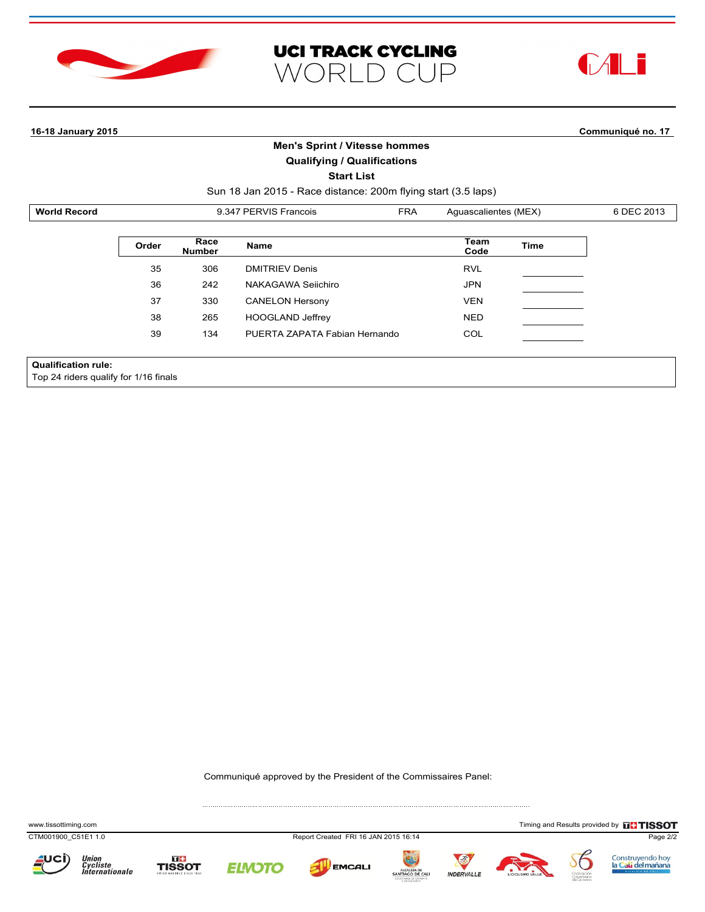# UCI TRACK CYCLING WORLD CUP

**16-18 January 2015** **Communiqué no. 17**

## Men's Sprint / Vitesse hommes

### Qualifying / Qualifications

### Start List

Sun 18 Jan 2015 - Race distance: 200m flying start (3.5 laps)

| World Record | 9.347 PERVIS Francois | FRA | Aguascalientes (MEX) | 6 DEC 2013 |
|---|---|---|---|---|

| Order | Race Number | Name | Team Code | Time |
|---|---|---|---|---|
| 35 | 306 | DMITRIEV Denis | RVL | |
| 36 | 242 | NAKAGAWA Seiichiro | JPN | |
| 37 | 330 | CANELON Hersony | VEN | |
| 38 | 265 | HOOGLAND Jeffrey | NED | |
| 39 | 134 | PUERTA ZAPATA Fabian Hernando | COL | |

**Qualification rule:**
Top 24 riders qualify for 1/16 finals

Communiqué approved by the President of the Commissaires Panel:

www.tissottiming.com

Timing and Results provided by TISSOT

CTM001900_C51E1 1.0

Report Created FRI 16 JAN 2015 16:14